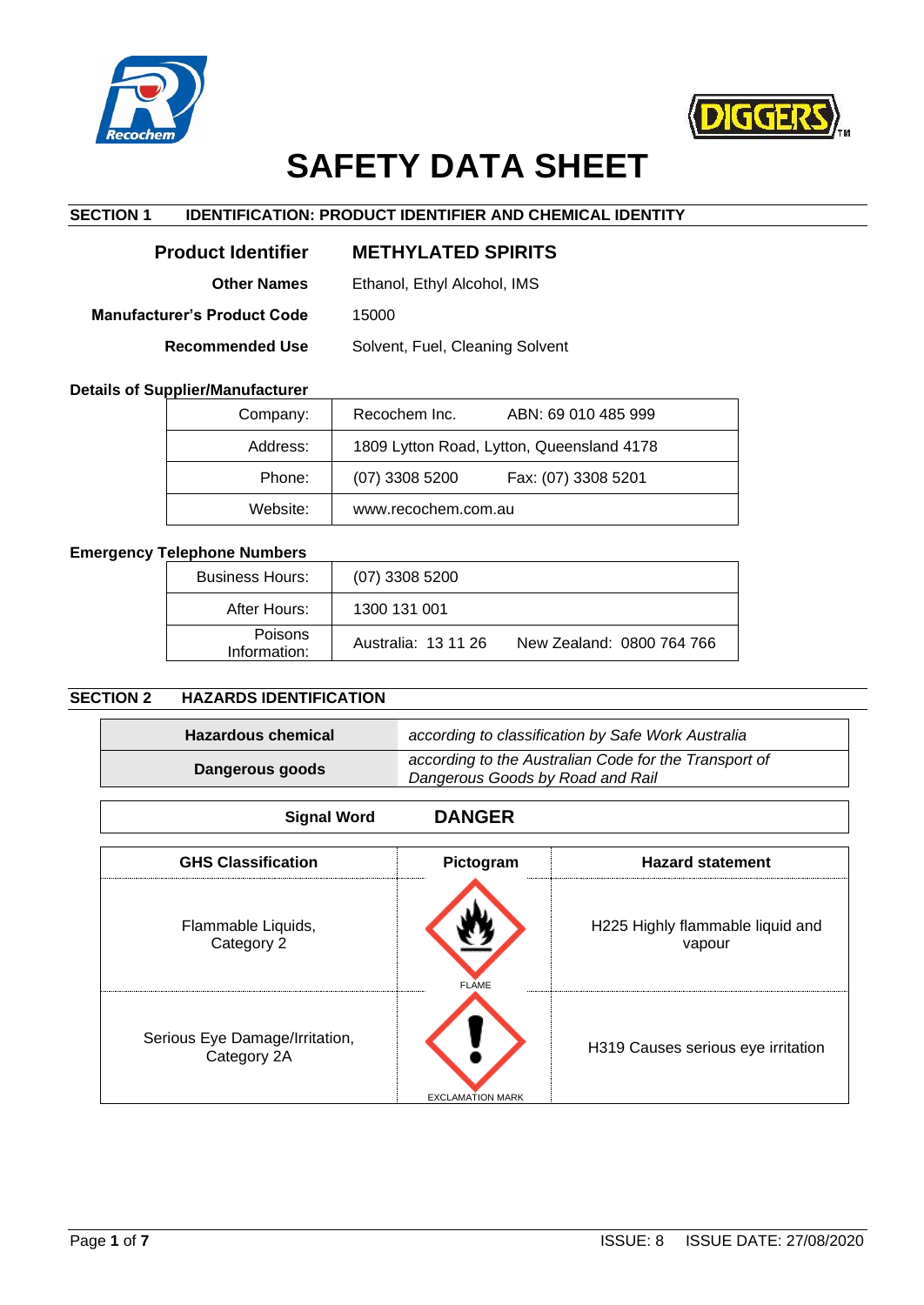# SAFETY DATA SHEET

## SECTION 1 IDENTIFICATION: PRODUCT IDENTIFIER AND CHEMICAL IDENTITY

| | |
|---|---|
| **Product Identifier** | **METHYLATED SPIRITS** |
| **Other Names** | Ethanol, Ethyl Alcohol, IMS |
| **Manufacturer's Product Code** | 15000 |
| **Recommended Use** | Solvent, Fuel, Cleaning Solvent |

**Details of Supplier/Manufacturer**

| | | |
|---|---|---|
| Company: | Recochem Inc. | ABN: 69 010 485 999 |
| Address: | 1809 Lytton Road, Lytton, Queensland 4178 | |
| Phone: | (07) 3308 5200 | Fax: (07) 3308 5201 |
| Website: | www.recochem.com.au | |

**Emergency Telephone Numbers**

| | | |
|---|---|---|
| Business Hours: | (07) 3308 5200 | |
| After Hours: | 1300 131 001 | |
| Poisons Information: | Australia: 13 11 26 | New Zealand: 0800 764 766 |

## SECTION 2 HAZARDS IDENTIFICATION

| | |
|---|---|
| **Hazardous chemical** | *according to classification by Safe Work Australia* |
| **Dangerous goods** | *according to the Australian Code for the Transport of Dangerous Goods by Road and Rail* |

**Signal Word** **DANGER**

| GHS Classification | Pictogram | Hazard statement |
|---|---|---|
| Flammable Liquids, Category 2 | FLAME | H225 Highly flammable liquid and vapour |
| Serious Eye Damage/Irritation, Category 2A | EXCLAMATION MARK | H319 Causes serious eye irritation |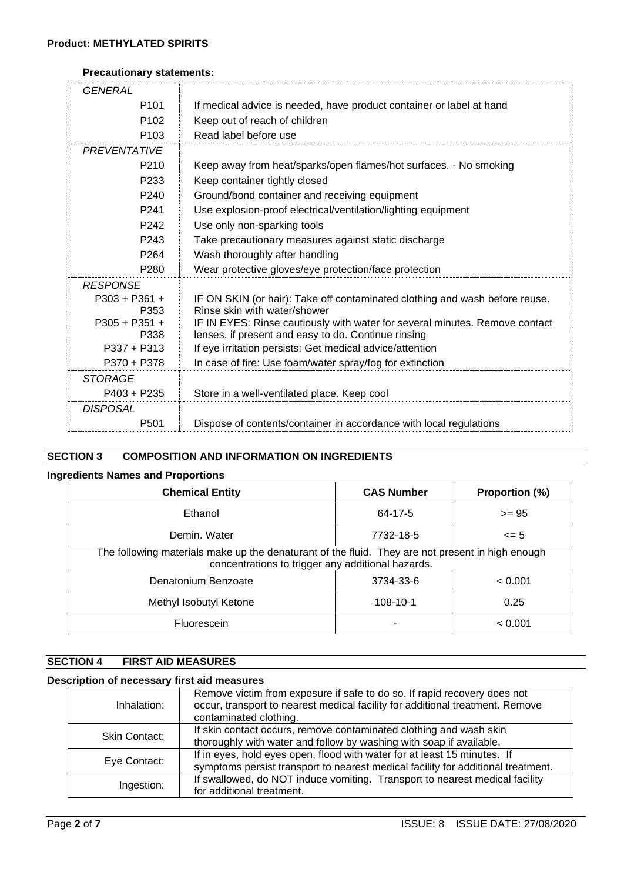**Product: METHYLATED SPIRITS**

**Precautionary statements:**

| | |
|---|---|
| *GENERAL* | |
| P101 | If medical advice is needed, have product container or label at hand |
| P102 | Keep out of reach of children |
| P103 | Read label before use |
| *PREVENTATIVE* | |
| P210 | Keep away from heat/sparks/open flames/hot surfaces. - No smoking |
| P233 | Keep container tightly closed |
| P240 | Ground/bond container and receiving equipment |
| P241 | Use explosion-proof electrical/ventilation/lighting equipment |
| P242 | Use only non-sparking tools |
| P243 | Take precautionary measures against static discharge |
| P264 | Wash thoroughly after handling |
| P280 | Wear protective gloves/eye protection/face protection |
| *RESPONSE* | |
| P303 + P361 + P353 | IF ON SKIN (or hair): Take off contaminated clothing and wash before reuse. Rinse skin with water/shower |
| P305 + P351 + P338 | IF IN EYES: Rinse cautiously with water for several minutes. Remove contact lenses, if present and easy to do. Continue rinsing |
| P337 + P313 | If eye irritation persists: Get medical advice/attention |
| P370 + P378 | In case of fire: Use foam/water spray/fog for extinction |
| *STORAGE* | |
| P403 + P235 | Store in a well-ventilated place. Keep cool |
| *DISPOSAL* | |
| P501 | Dispose of contents/container in accordance with local regulations |

## SECTION 3 COMPOSITION AND INFORMATION ON INGREDIENTS

**Ingredients Names and Proportions**

| Chemical Entity | CAS Number | Proportion (%) |
|---|---|---|
| Ethanol | 64-17-5 | >= 95 |
| Demin. Water | 7732-18-5 | <= 5 |
| The following materials make up the denaturant of the fluid. They are not present in high enough concentrations to trigger any additional hazards. | | |
| Denatonium Benzoate | 3734-33-6 | < 0.001 |
| Methyl Isobutyl Ketone | 108-10-1 | 0.25 |
| Fluorescein | - | < 0.001 |

## SECTION 4 FIRST AID MEASURES

**Description of necessary first aid measures**

| | |
|---|---|
| Inhalation: | Remove victim from exposure if safe to do so. If rapid recovery does not occur, transport to nearest medical facility for additional treatment. Remove contaminated clothing. |
| Skin Contact: | If skin contact occurs, remove contaminated clothing and wash skin thoroughly with water and follow by washing with soap if available. |
| Eye Contact: | If in eyes, hold eyes open, flood with water for at least 15 minutes. If symptoms persist transport to nearest medical facility for additional treatment. |
| Ingestion: | If swallowed, do NOT induce vomiting. Transport to nearest medical facility for additional treatment. |

ISSUE: 8 ISSUE DATE: 27/08/2020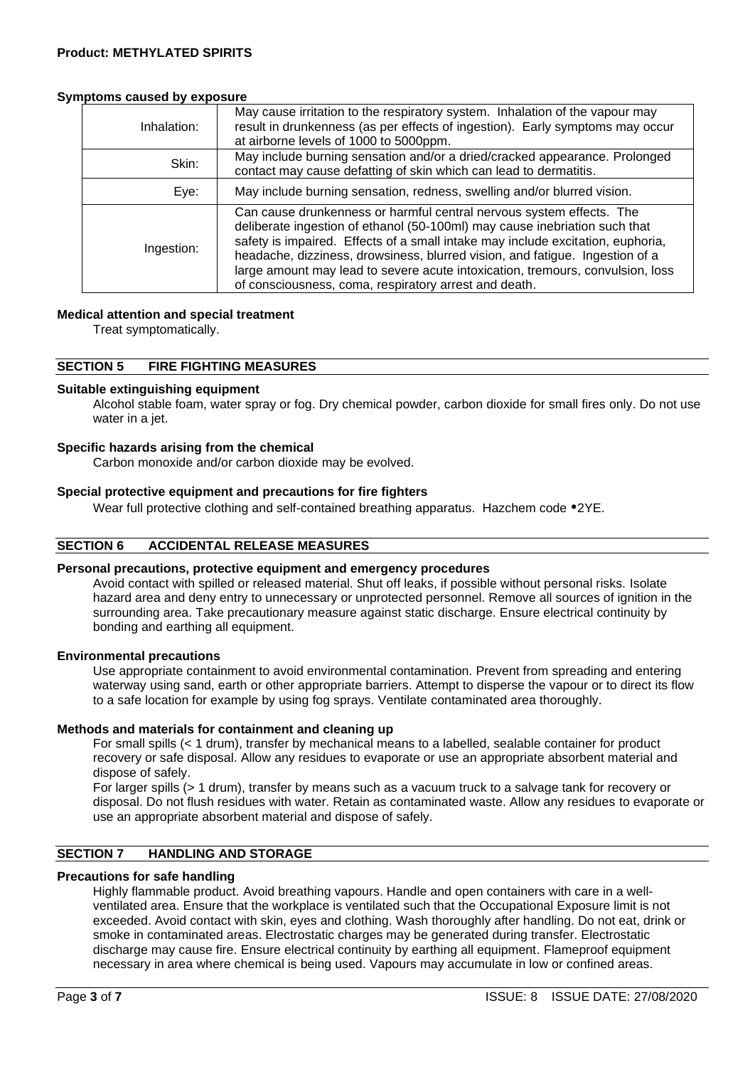#### Symptoms caused by exposure

| | |
|---|---|
| Inhalation: | May cause irritation to the respiratory system. Inhalation of the vapour may result in drunkenness (as per effects of ingestion). Early symptoms may occur at airborne levels of 1000 to 5000ppm. |
| Skin: | May include burning sensation and/or a dried/cracked appearance. Prolonged contact may cause defatting of skin which can lead to dermatitis. |
| Eye: | May include burning sensation, redness, swelling and/or blurred vision. |
| Ingestion: | Can cause drunkenness or harmful central nervous system effects. The deliberate ingestion of ethanol (50-100ml) may cause inebriation such that safety is impaired. Effects of a small intake may include excitation, euphoria, headache, dizziness, drowsiness, blurred vision, and fatigue. Ingestion of a large amount may lead to severe acute intoxication, tremours, convulsion, loss of consciousness, coma, respiratory arrest and death. |

#### Medical attention and special treatment

Treat symptomatically.

## SECTION 5 FIRE FIGHTING MEASURES

#### Suitable extinguishing equipment

Alcohol stable foam, water spray or fog. Dry chemical powder, carbon dioxide for small fires only. Do not use water in a jet.

#### Specific hazards arising from the chemical

Carbon monoxide and/or carbon dioxide may be evolved.

#### Special protective equipment and precautions for fire fighters

Wear full protective clothing and self-contained breathing apparatus. Hazchem code •2YE.

## SECTION 6 ACCIDENTAL RELEASE MEASURES

#### Personal precautions, protective equipment and emergency procedures

Avoid contact with spilled or released material. Shut off leaks, if possible without personal risks. Isolate hazard area and deny entry to unnecessary or unprotected personnel. Remove all sources of ignition in the surrounding area. Take precautionary measure against static discharge. Ensure electrical continuity by bonding and earthing all equipment.

#### Environmental precautions

Use appropriate containment to avoid environmental contamination. Prevent from spreading and entering waterway using sand, earth or other appropriate barriers. Attempt to disperse the vapour or to direct its flow to a safe location for example by using fog sprays. Ventilate contaminated area thoroughly.

#### Methods and materials for containment and cleaning up

For small spills (< 1 drum), transfer by mechanical means to a labelled, sealable container for product recovery or safe disposal. Allow any residues to evaporate or use an appropriate absorbent material and dispose of safely.

For larger spills (> 1 drum), transfer by means such as a vacuum truck to a salvage tank for recovery or disposal. Do not flush residues with water. Retain as contaminated waste. Allow any residues to evaporate or use an appropriate absorbent material and dispose of safely.

## SECTION 7 HANDLING AND STORAGE

#### Precautions for safe handling

Highly flammable product. Avoid breathing vapours. Handle and open containers with care in a well-ventilated area. Ensure that the workplace is ventilated such that the Occupational Exposure limit is not exceeded. Avoid contact with skin, eyes and clothing. Wash thoroughly after handling. Do not eat, drink or smoke in contaminated areas. Electrostatic charges may be generated during transfer. Electrostatic discharge may cause fire. Ensure electrical continuity by earthing all equipment. Flameproof equipment necessary in area where chemical is being used. Vapours may accumulate in low or confined areas.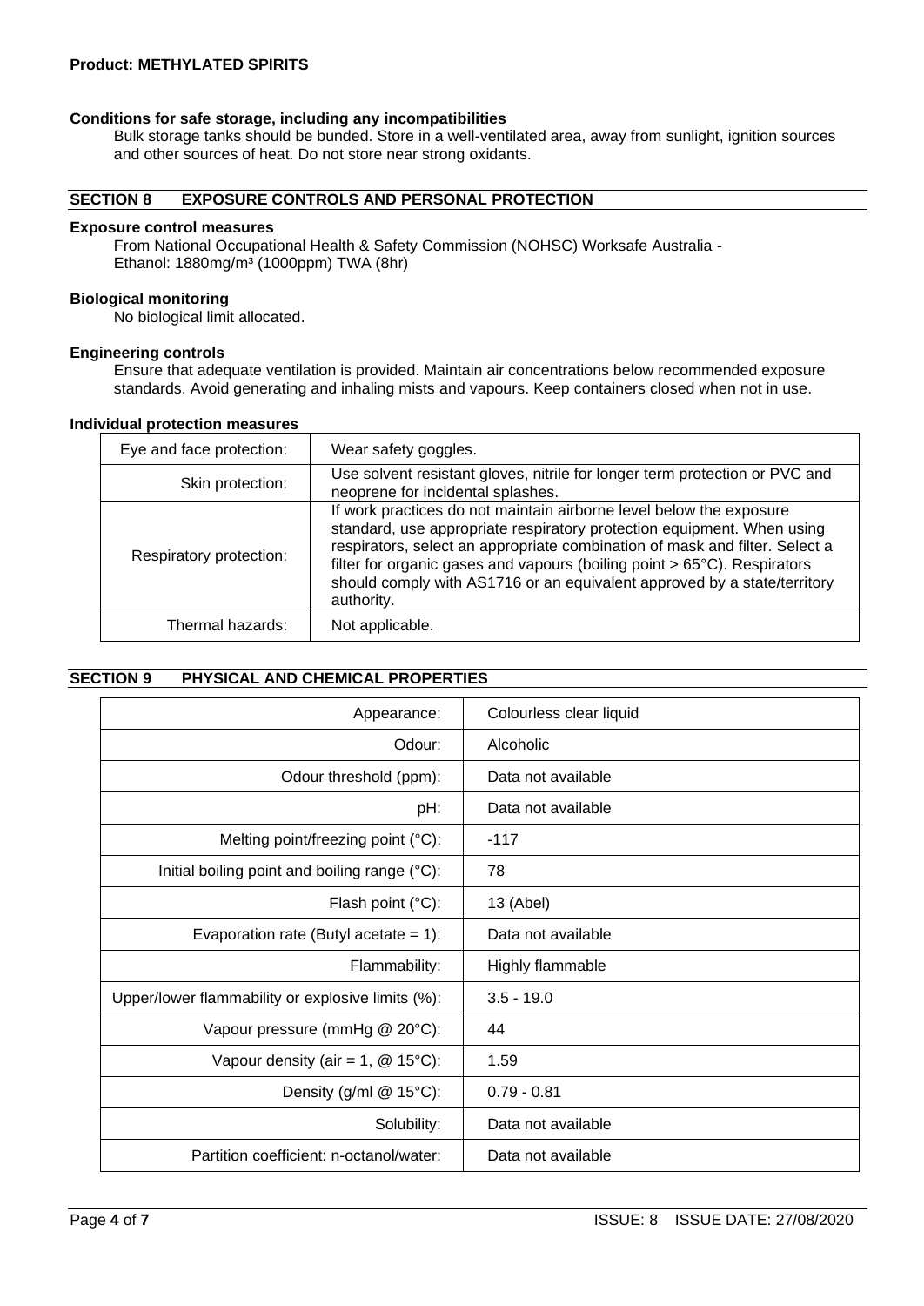**Product: METHYLATED SPIRITS**

#### Conditions for safe storage, including any incompatibilities

Bulk storage tanks should be bunded. Store in a well-ventilated area, away from sunlight, ignition sources and other sources of heat. Do not store near strong oxidants.

## SECTION 8 EXPOSURE CONTROLS AND PERSONAL PROTECTION

#### Exposure control measures

From National Occupational Health & Safety Commission (NOHSC) Worksafe Australia -
Ethanol: 1880mg/m³ (1000ppm) TWA (8hr)

#### Biological monitoring

No biological limit allocated.

#### Engineering controls

Ensure that adequate ventilation is provided. Maintain air concentrations below recommended exposure standards. Avoid generating and inhaling mists and vapours. Keep containers closed when not in use.

#### Individual protection measures

| | |
|---|---|
| Eye and face protection: | Wear safety goggles. |
| Skin protection: | Use solvent resistant gloves, nitrile for longer term protection or PVC and neoprene for incidental splashes. |
| Respiratory protection: | If work practices do not maintain airborne level below the exposure standard, use appropriate respiratory protection equipment. When using respirators, select an appropriate combination of mask and filter. Select a filter for organic gases and vapours (boiling point > 65°C). Respirators should comply with AS1716 or an equivalent approved by a state/territory authority. |
| Thermal hazards: | Not applicable. |

## SECTION 9 PHYSICAL AND CHEMICAL PROPERTIES

| | |
|---|---|
| Appearance: | Colourless clear liquid |
| Odour: | Alcoholic |
| Odour threshold (ppm): | Data not available |
| pH: | Data not available |
| Melting point/freezing point (°C): | -117 |
| Initial boiling point and boiling range (°C): | 78 |
| Flash point (°C): | 13 (Abel) |
| Evaporation rate (Butyl acetate = 1): | Data not available |
| Flammability: | Highly flammable |
| Upper/lower flammability or explosive limits (%): | 3.5 - 19.0 |
| Vapour pressure (mmHg @ 20°C): | 44 |
| Vapour density (air = 1, @ 15°C): | 1.59 |
| Density (g/ml @ 15°C): | 0.79 - 0.81 |
| Solubility: | Data not available |
| Partition coefficient: n-octanol/water: | Data not available |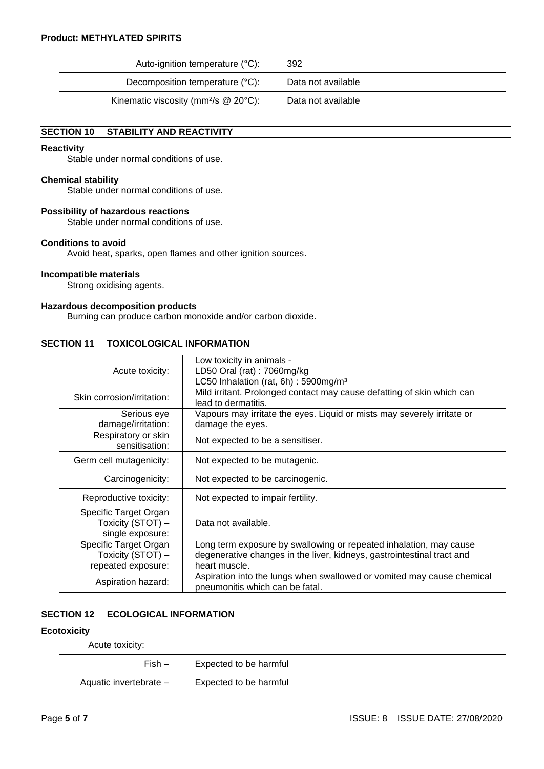| | |
|---|---|
| Auto-ignition temperature (°C): | 392 |
| Decomposition temperature (°C): | Data not available |
| Kinematic viscosity ($mm^2/s$ @ 20°C): | Data not available |

## SECTION 10 STABILITY AND REACTIVITY

**Reactivity**

Stable under normal conditions of use.

**Chemical stability**

Stable under normal conditions of use.

**Possibility of hazardous reactions**

Stable under normal conditions of use.

**Conditions to avoid**

Avoid heat, sparks, open flames and other ignition sources.

**Incompatible materials**

Strong oxidising agents.

**Hazardous decomposition products**

Burning can produce carbon monoxide and/or carbon dioxide.

## SECTION 11 TOXICOLOGICAL INFORMATION

| | |
|---|---|
| Acute toxicity: | Low toxicity in animals - LD50 Oral (rat) : 7060mg/kg LC50 Inhalation (rat, 6h) : 5900mg/$m^3$ |
| Skin corrosion/irritation: | Mild irritant. Prolonged contact may cause defatting of skin which can lead to dermatitis. |
| Serious eye damage/irritation: | Vapours may irritate the eyes. Liquid or mists may severely irritate or damage the eyes. |
| Respiratory or skin sensitisation: | Not expected to be a sensitiser. |
| Germ cell mutagenicity: | Not expected to be mutagenic. |
| Carcinogenicity: | Not expected to be carcinogenic. |
| Reproductive toxicity: | Not expected to impair fertility. |
| Specific Target Organ Toxicity (STOT) – single exposure: | Data not available. |
| Specific Target Organ Toxicity (STOT) – repeated exposure: | Long term exposure by swallowing or repeated inhalation, may cause degenerative changes in the liver, kidneys, gastrointestinal tract and heart muscle. |
| Aspiration hazard: | Aspiration into the lungs when swallowed or vomited may cause chemical pneumonitis which can be fatal. |

## SECTION 12 ECOLOGICAL INFORMATION

**Ecotoxicity**

Acute toxicity:

| | |
|---|---|
| Fish – | Expected to be harmful |
| Aquatic invertebrate – | Expected to be harmful |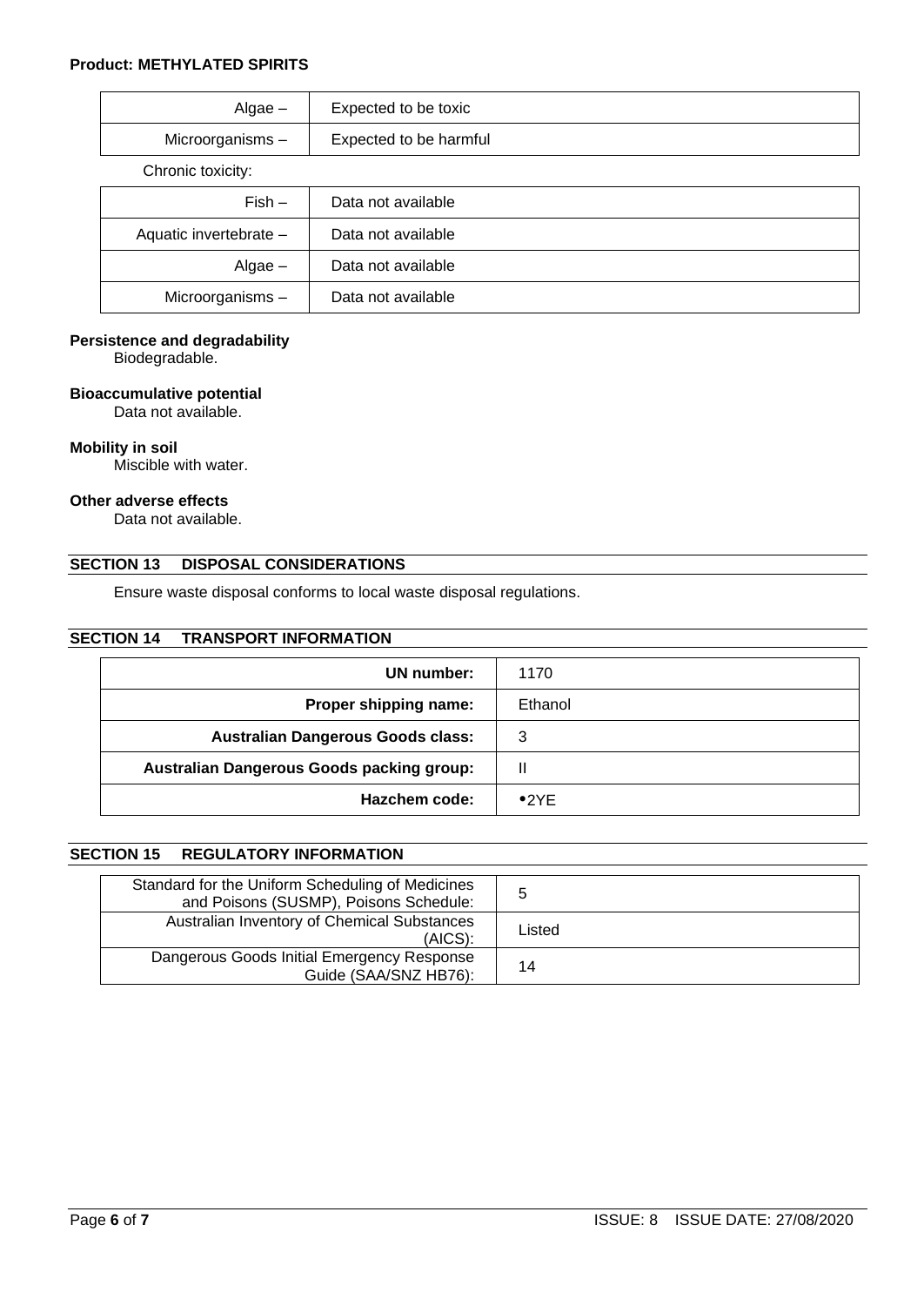| | |
|---|---|
| Algae – | Expected to be toxic |
| Microorganisms – | Expected to be harmful |

Chronic toxicity:

| | |
|---|---|
| Fish – | Data not available |
| Aquatic invertebrate – | Data not available |
| Algae – | Data not available |
| Microorganisms – | Data not available |

**Persistence and degradability**
Biodegradable.

**Bioaccumulative potential**
Data not available.

**Mobility in soil**
Miscible with water.

**Other adverse effects**
Data not available.

## SECTION 13 DISPOSAL CONSIDERATIONS

Ensure waste disposal conforms to local waste disposal regulations.

## SECTION 14 TRANSPORT INFORMATION

| | |
|---|---|
| **UN number:** | 1170 |
| **Proper shipping name:** | Ethanol |
| **Australian Dangerous Goods class:** | 3 |
| **Australian Dangerous Goods packing group:** | II |
| **Hazchem code:** | •2YE |

## SECTION 15 REGULATORY INFORMATION

| | |
|---|---|
| Standard for the Uniform Scheduling of Medicines and Poisons (SUSMP), Poisons Schedule: | 5 |
| Australian Inventory of Chemical Substances (AICS): | Listed |
| Dangerous Goods Initial Emergency Response Guide (SAA/SNZ HB76): | 14 |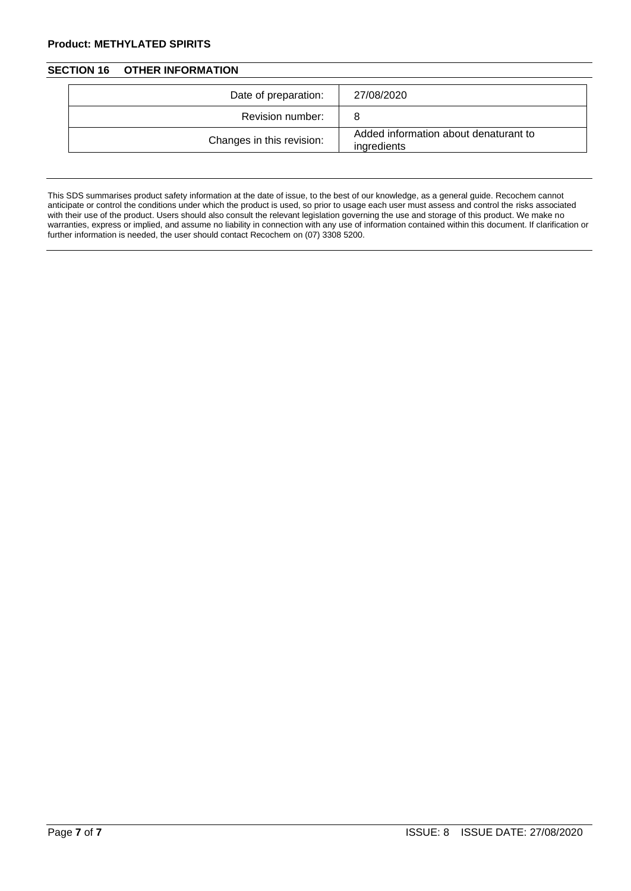## SECTION 16 OTHER INFORMATION

| | |
|---|---|
| Date of preparation: | 27/08/2020 |
| Revision number: | 8 |
| Changes in this revision: | Added information about denaturant to ingredients |

This SDS summarises product safety information at the date of issue, to the best of our knowledge, as a general guide. Recochem cannot anticipate or control the conditions under which the product is used, so prior to usage each user must assess and control the risks associated with their use of the product. Users should also consult the relevant legislation governing the use and storage of this product. We make no warranties, express or implied, and assume no liability in connection with any use of information contained within this document. If clarification or further information is needed, the user should contact Recochem on (07) 3308 5200.